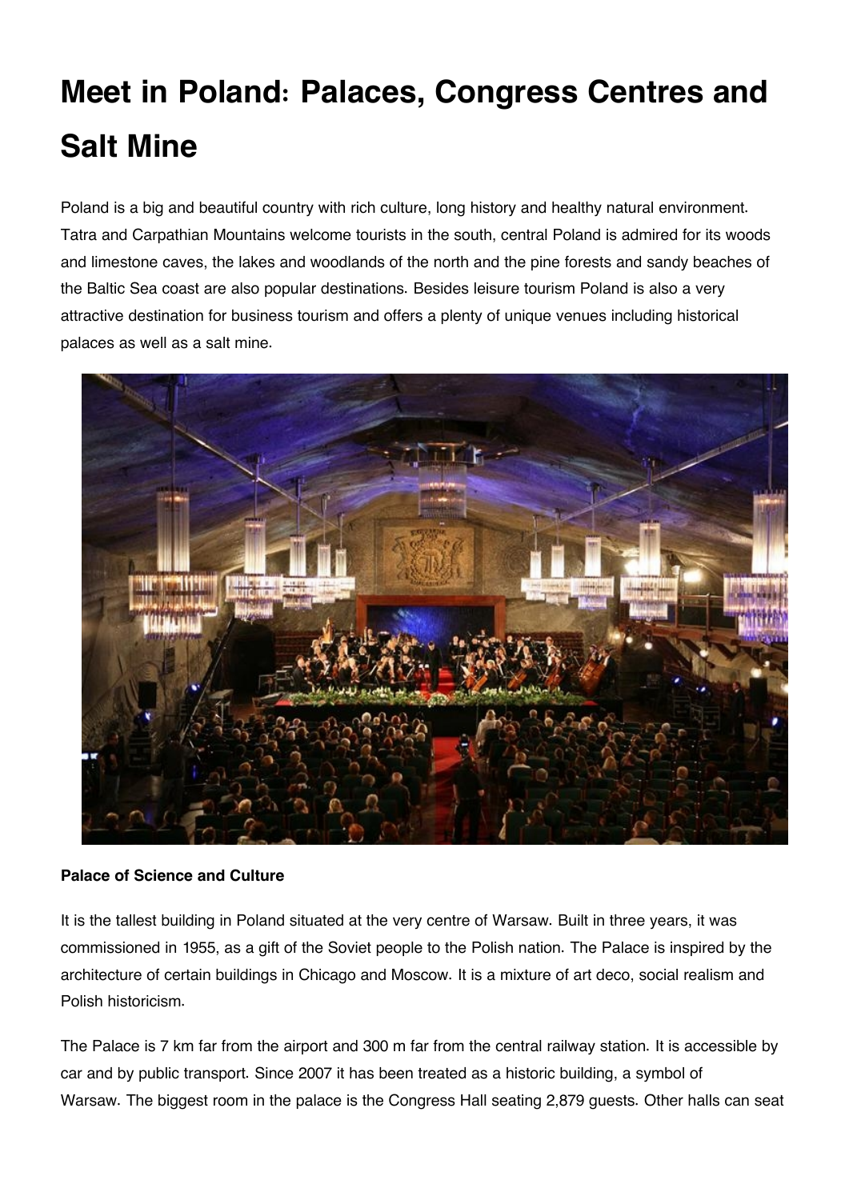# Meet in Poland: Palaces, Congress Centres and Salt Mine

Poland is a big and beautiful country with rich culture, long history and healthy natural environment. Tatra and Carpathian Mountains welcome tourists in the south, central Poland is admired for its woods and limestone caves, the lakes and woodlands of the north and the pine forests and sandy beaches of the Baltic Sea coast are also popular destinations. Besides leisure tourism Poland is also a very attractive destination for business tourism and offers a plenty of unique venues including historical palaces as well as a salt mine.

**Palace of Science and Culture**

It is the tallest building in Poland situated at the very centre of Warsaw. Built in three years, it was commissioned in 1955, as a gift of the Soviet people to the Polish nation. The Palace is inspired by the architecture of certain buildings in Chicago and Moscow. It is a mixture of art deco, social realism and Polish historicism.

The Palace is 7 km far from the airport and 300 m far from the central railway station. It is accessible by car and by public transport. Since 2007 it has been treated as a historic building, a symbol of Warsaw. The biggest room in the palace is the Congress Hall seating 2,879 guests. Other halls can seat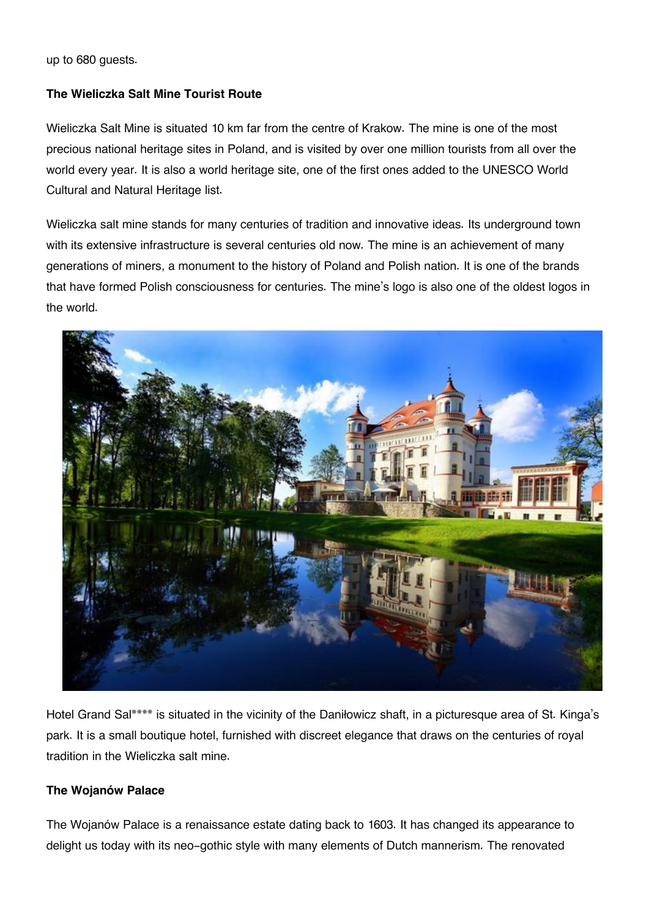up to 680 guests.

**The Wieliczka Salt Mine Tourist Route**

Wieliczka Salt Mine is situated 10 km far from the centre of Krakow. The mine is one of the most precious national heritage sites in Poland, and is visited by over one million tourists from all over the world every year. It is also a world heritage site, one of the first ones added to the UNESCO World Cultural and Natural Heritage list.

Wieliczka salt mine stands for many centuries of tradition and innovative ideas. Its underground town with its extensive infrastructure is several centuries old now. The mine is an achievement of many generations of miners, a monument to the history of Poland and Polish nation. It is one of the brands that have formed Polish consciousness for centuries. The mine's logo is also one of the oldest logos in the world.

Hotel Grand Sal**** is situated in the vicinity of the Daniłowicz shaft, in a picturesque area of St. Kinga's park. It is a small boutique hotel, furnished with discreet elegance that draws on the centuries of royal tradition in the Wieliczka salt mine.

**The Wojanów Palace**

The Wojanów Palace is a renaissance estate dating back to 1603. It has changed its appearance to delight us today with its neo-gothic style with many elements of Dutch mannerism. The renovated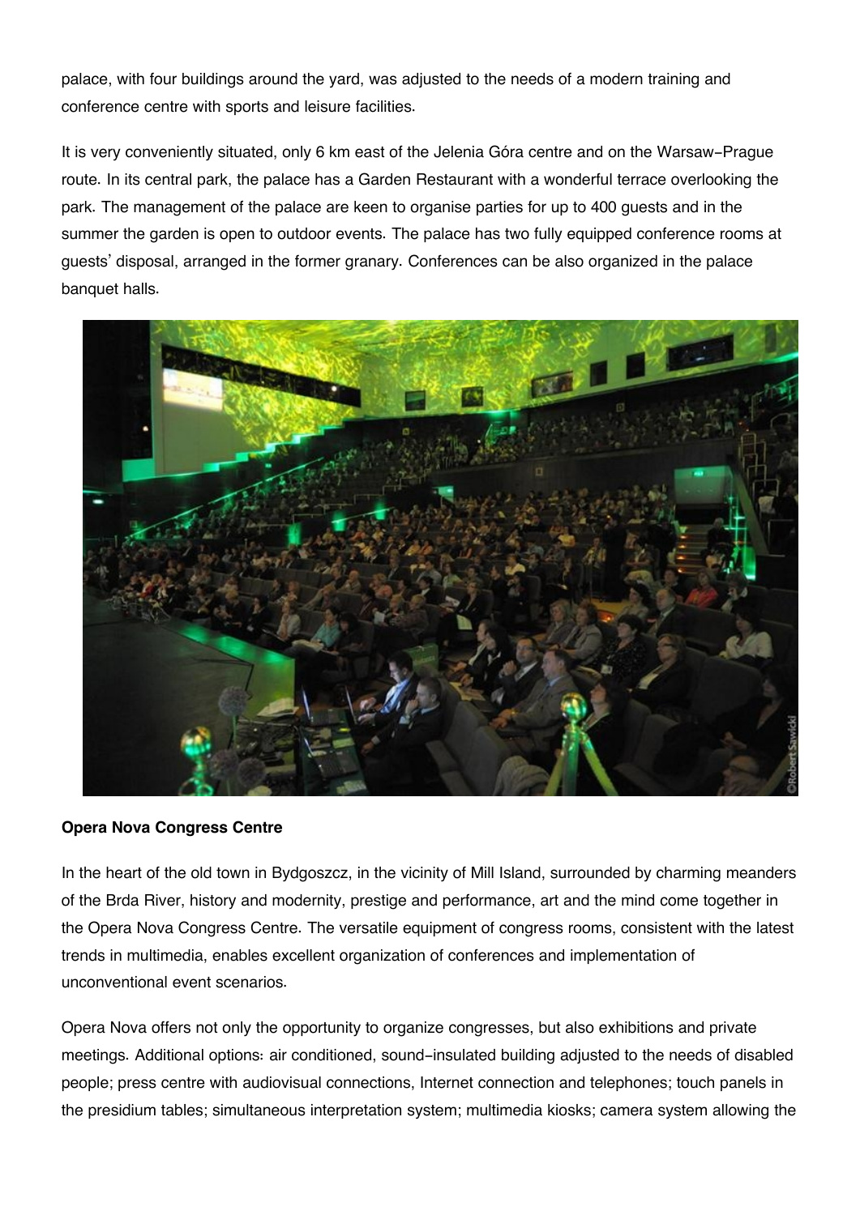palace, with four buildings around the yard, was adjusted to the needs of a modern training and conference centre with sports and leisure facilities.

It is very conveniently situated, only 6 km east of the Jelenia Góra centre and on the Warsaw-Prague route. In its central park, the palace has a Garden Restaurant with a wonderful terrace overlooking the park. The management of the palace are keen to organise parties for up to 400 guests and in the summer the garden is open to outdoor events. The palace has two fully equipped conference rooms at guests' disposal, arranged in the former granary. Conferences can be also organized in the palace banquet halls.

**Opera Nova Congress Centre**

In the heart of the old town in Bydgoszcz, in the vicinity of Mill Island, surrounded by charming meanders of the Brda River, history and modernity, prestige and performance, art and the mind come together in the Opera Nova Congress Centre. The versatile equipment of congress rooms, consistent with the latest trends in multimedia, enables excellent organization of conferences and implementation of unconventional event scenarios.

Opera Nova offers not only the opportunity to organize congresses, but also exhibitions and private meetings. Additional options: air conditioned, sound-insulated building adjusted to the needs of disabled people; press centre with audiovisual connections, Internet connection and telephones; touch panels in the presidium tables; simultaneous interpretation system; multimedia kiosks; camera system allowing the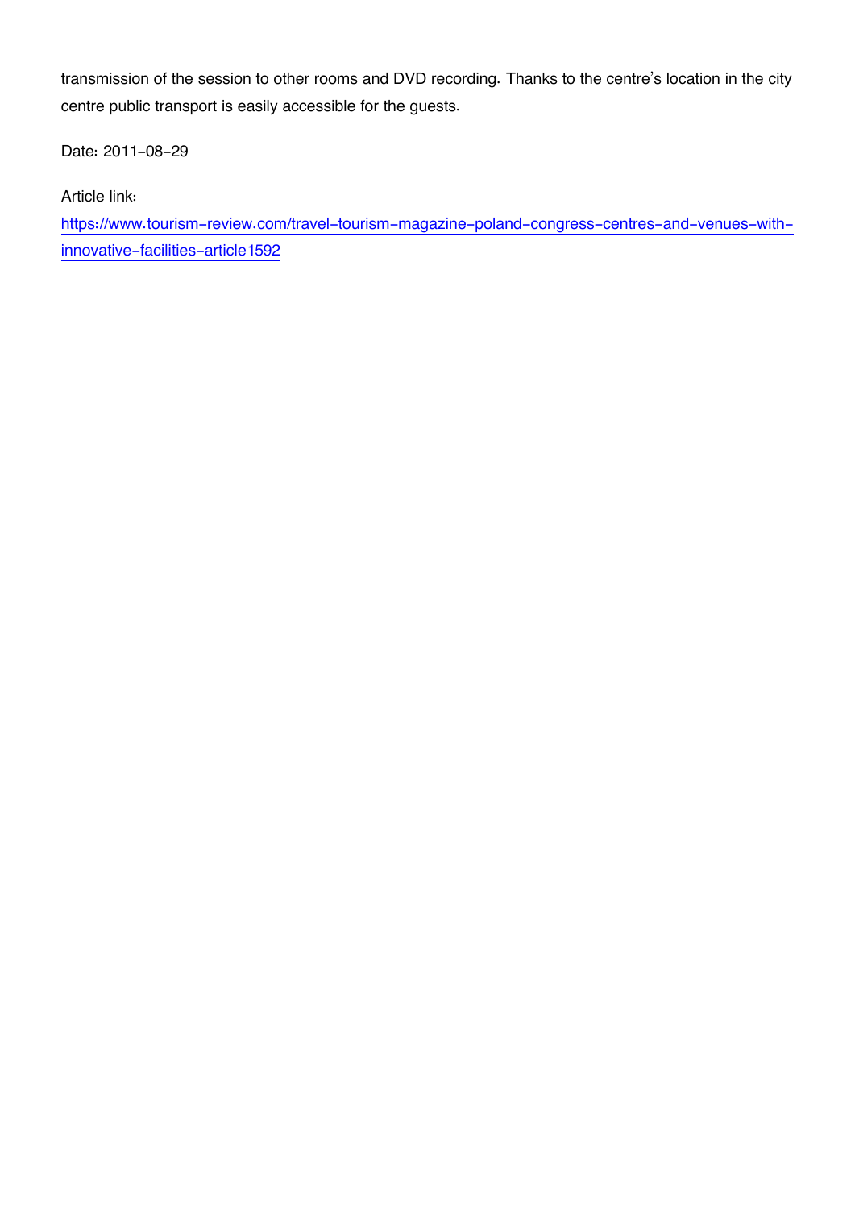transmission of the session to other rooms and DVD recording. Thanks to the centre's location in the city centre public transport is easily accessible for the guests.

Date: 2011-08-29

Article link:
[https://www.tourism-review.com/travel-tourism-magazine-poland-congress-centres-and-venues-with-innovative-facilities-article1592](https://www.tourism-review.com/travel-tourism-magazine-poland-congress-centres-and-venues-with-innovative-facilities-article1592)